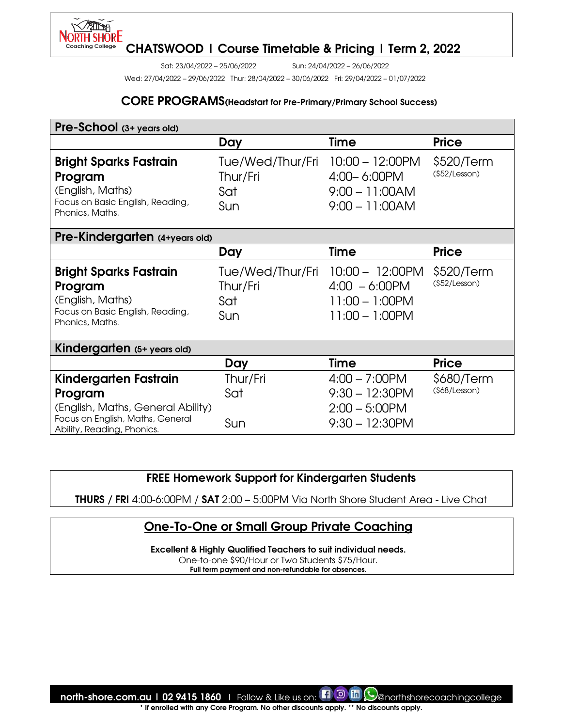# NORTH SHORE Coaching College

## CHATSWOOD I Course Timetable & Pricing I Term 2, 2022

Sat: 23/04/2022 – 25/06/2022 Sun: 24/04/2022 – 26/06/2022

Wed: 27/04/2022 – 29/06/2022 Thur: 28/04/2022 – 30/06/2022 Fri: 29/04/2022 – 01/07/2022

## CORE PROGRAMS (Headstart for Pre-Primary/Primary School Success)

| **Pre-School** (3+ years old) | | | |
|---|---|---|---|
| | **Day** | **Time** | **Price** |
| **Bright Sparks Fastrain Program** (English, Maths) Focus on Basic English, Reading, Phonics, Maths. | Tue/Wed/Thur/Fri<br>Thur/Fri<br>Sat<br>Sun | 10:00 – 12:00PM<br>4:00– 6:00PM<br>9:00 – 11:00AM<br>9:00 – 11:00AM | $520/Term ($52/Lesson) |
| **Pre-Kindergarten** (4+years old) | | | |
| | **Day** | **Time** | **Price** |
| **Bright Sparks Fastrain Program** (English, Maths) Focus on Basic English, Reading, Phonics, Maths. | Tue/Wed/Thur/Fri<br>Thur/Fri<br>Sat<br>Sun | 10:00 – 12:00PM<br>4:00 – 6:00PM<br>11:00 – 1:00PM<br>11:00 – 1:00PM | $520/Term ($52/Lesson) |
| **Kindergarten** (5+ years old) | | | |
| | **Day** | **Time** | **Price** |
| **Kindergarten Fastrain Program** (English, Maths, General Ability) Focus on English, Maths, General Ability, Reading, Phonics. | Thur/Fri<br>Sat<br><br>Sun | 4:00 – 7:00PM<br>9:30 – 12:30PM<br>2:00 – 5:00PM<br>9:30 – 12:30PM | $680/Term ($68/Lesson) |

**FREE Homework Support for Kindergarten Students**

**THURS / FRI** 4:00-6:00PM / **SAT** 2:00 – 5:00PM Via North Shore Student Area - Live Chat

## One-To-One or Small Group Private Coaching

**Excellent & Highly Qualified Teachers to suit individual needs.**

One-to-one $90/Hour or Two Students $75/Hour.

**Full term payment and non-refundable for absences.**

**north-shore.com.au I 02 9415 1860** I Follow & Like us on: @northshorecoachingcollege

* If enrolled with any Core Program. No other discounts apply. ** No discounts apply.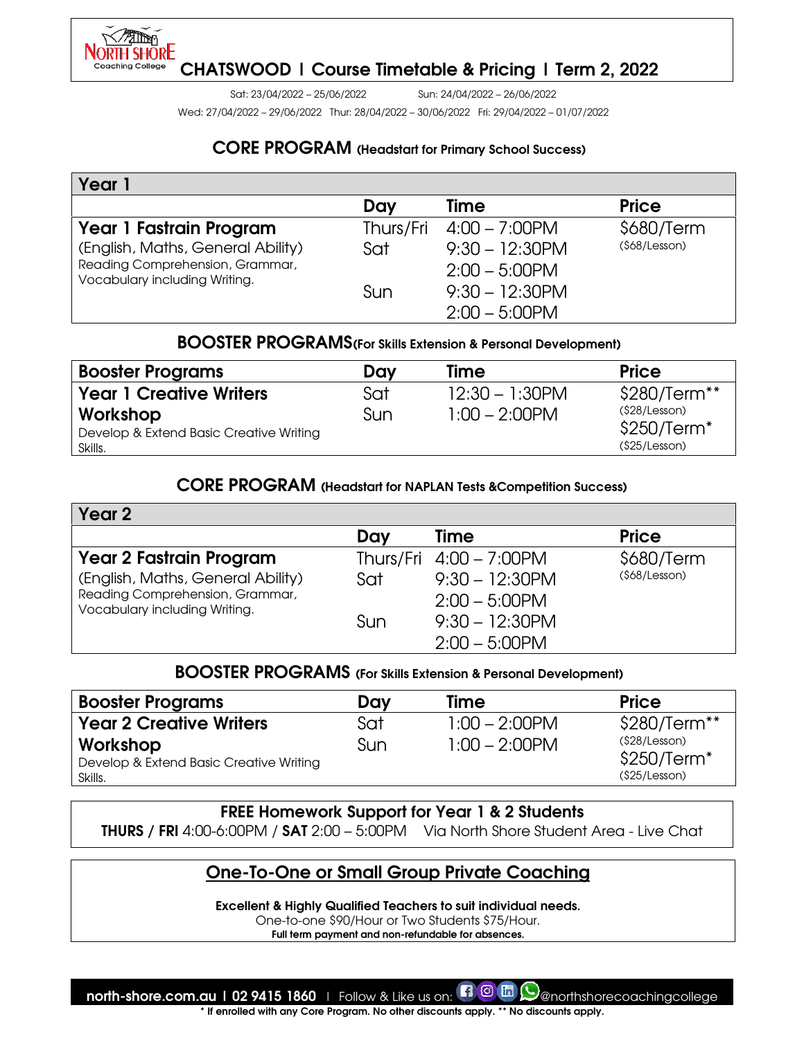# CHATSWOOD I Course Timetable & Pricing I Term 2, 2022

Sat: 23/04/2022 – 25/06/2022 Sun: 24/04/2022 – 26/06/2022

Wed: 27/04/2022 – 29/06/2022 Thur: 28/04/2022 – 30/06/2022 Fri: 29/04/2022 – 01/07/2022

## CORE PROGRAM (Headstart for Primary School Success)

| Year 1 | Day | Time | Price |
|---|---|---|---|
| **Year 1 Fastrain Program**<br>(English, Maths, General Ability)<br>Reading Comprehension, Grammar, Vocabulary including Writing. | Thurs/Fri<br>Sat<br><br>Sun | 4:00 – 7:00PM<br>9:30 – 12:30PM<br>2:00 – 5:00PM<br>9:30 – 12:30PM<br>2:00 – 5:00PM | $680/Term<br>($68/Lesson) |

## BOOSTER PROGRAMS (For Skills Extension & Personal Development)

| Booster Programs | Day | Time | Price |
|---|---|---|---|
| **Year 1 Creative Writers Workshop**<br>Develop & Extend Basic Creative Writing Skills. | Sat<br>Sun | 12:30 – 1:30PM<br>1:00 – 2:00PM | $280/Term**<br>($28/Lesson)<br>$250/Term*<br>($25/Lesson) |

## CORE PROGRAM (Headstart for NAPLAN Tests &Competition Success)

| Year 2 | Day | Time | Price |
|---|---|---|---|
| **Year 2 Fastrain Program**<br>(English, Maths, General Ability)<br>Reading Comprehension, Grammar, Vocabulary including Writing. | Thurs/Fri<br>Sat<br><br>Sun | 4:00 – 7:00PM<br>9:30 – 12:30PM<br>2:00 – 5:00PM<br>9:30 – 12:30PM<br>2:00 – 5:00PM | $680/Term<br>($68/Lesson) |

## BOOSTER PROGRAMS (For Skills Extension & Personal Development)

| Booster Programs | Day | Time | Price |
|---|---|---|---|
| **Year 2 Creative Writers Workshop**<br>Develop & Extend Basic Creative Writing Skills. | Sat<br>Sun | 1:00 – 2:00PM<br>1:00 – 2:00PM | $280/Term**<br>($28/Lesson)<br>$250/Term*<br>($25/Lesson) |

**FREE Homework Support for Year 1 & 2 Students**

**THURS / FRI** 4:00-6:00PM / **SAT** 2:00 – 5:00PM Via North Shore Student Area - Live Chat

## One-To-One or Small Group Private Coaching

**Excellent & Highly Qualified Teachers to suit individual needs.**

One-to-one $90/Hour or Two Students $75/Hour.

**Full term payment and non-refundable for absences.**

north-share.com.au I 02 9415 1860 I Follow & Like us on: @northshorecoachingcollege

* If enrolled with any Core Program. No other discounts apply. ** No discounts apply.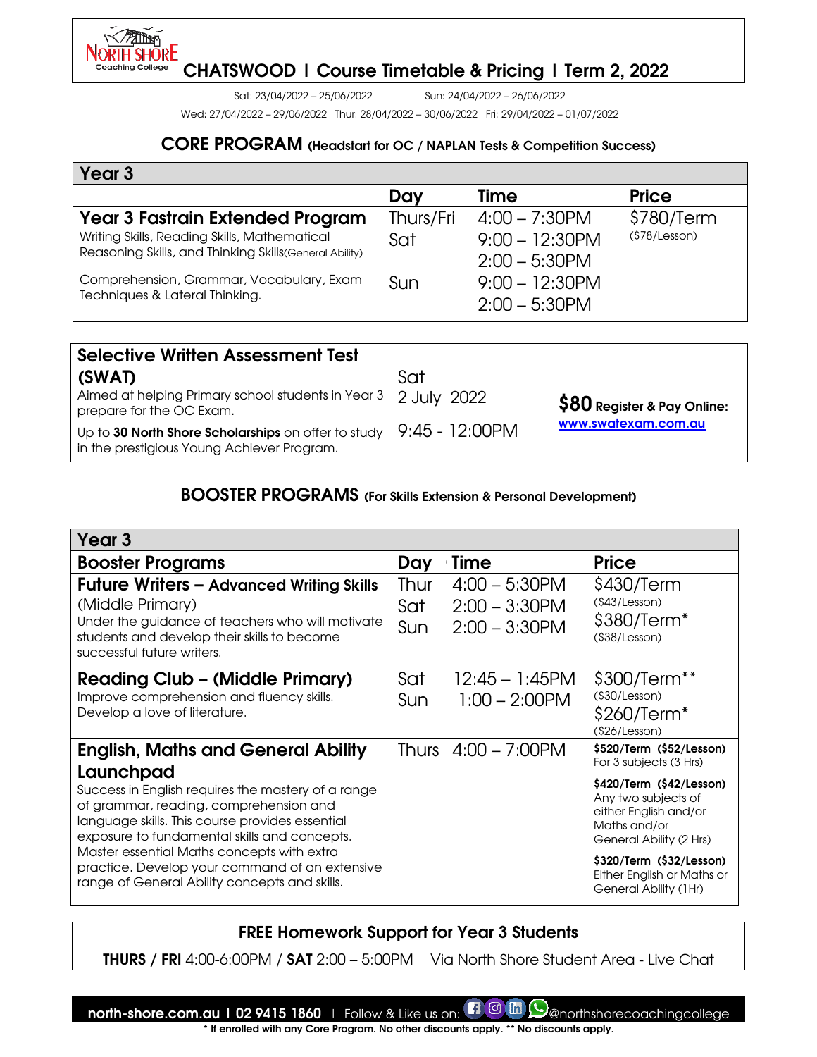# CHATSWOOD | Course Timetable & Pricing | Term 2, 2022

Sat: 23/04/2022 – 25/06/2022 Sun: 24/04/2022 – 26/06/2022

Wed: 27/04/2022 – 29/06/2022 Thur: 28/04/2022 – 30/06/2022 Fri: 29/04/2022 – 01/07/2022

## CORE PROGRAM (Headstart for OC / NAPLAN Tests & Competition Success)

| Year 3 | Day | Time | Price |
|---|---|---|---|
| **Year 3 Fastrain Extended Program**<br>Writing Skills, Reading Skills, Mathematical Reasoning Skills, and Thinking Skills(General Ability)<br>Comprehension, Grammar, Vocabulary, Exam Techniques & Lateral Thinking. | Thurs/Fri<br>Sat<br><br>Sun | 4:00 – 7:30PM<br>9:00 – 12:30PM<br>2:00 – 5:30PM<br>9:00 – 12:30PM<br>2:00 – 5:30PM | $780/Term<br>($78/Lesson) |

| | | |
|---|---|---|
| **Selective Written Assessment Test (SWAT)**<br>Aimed at helping Primary school students in Year 3 prepare for the OC Exam.<br>Up to **30 North Shore Scholarships** on offer to study in the prestigious Young Achiever Program. | Sat<br>2 July 2022<br>9:45 - 12:00PM | **$80 Register & Pay Online:**<br>www.swatexam.com.au |

## BOOSTER PROGRAMS (For Skills Extension & Personal Development)

| Year 3 Booster Programs | Day | Time | Price |
|---|---|---|---|
| **Future Writers – Advanced Writing Skills** (Middle Primary)<br>Under the guidance of teachers who will motivate students and develop their skills to become successful future writers. | Thur<br>Sat<br>Sun | 4:00 – 5:30PM<br>2:00 – 3:30PM<br>2:00 – 3:30PM | $430/Term<br>($43/Lesson)<br>$380/Term*<br>($38/Lesson) |
| **Reading Club – (Middle Primary)**<br>Improve comprehension and fluency skills. Develop a love of literature. | Sat<br>Sun | 12:45 – 1:45PM<br>1:00 – 2:00PM | $300/Term**<br>($30/Lesson)<br>$260/Term*<br>($26/Lesson) |
| **English, Maths and General Ability Launchpad**<br>Success in English requires the mastery of a range of grammar, reading, comprehension and language skills. This course provides essential exposure to fundamental skills and concepts. Master essential Maths concepts with extra practice. Develop your command of an extensive range of General Ability concepts and skills. | Thurs | 4:00 – 7:00PM | **$520/Term ($52/Lesson)**<br>For 3 subjects (3 Hrs)<br>**$420/Term ($42/Lesson)**<br>Any two subjects of either English and/or Maths and/or General Ability (2 Hrs)<br>**$320/Term ($32/Lesson)**<br>Either English or Maths or General Ability (1Hr) |

**FREE Homework Support for Year 3 Students**

**THURS / FRI** 4:00-6:00PM / **SAT** 2:00 – 5:00PM Via North Shore Student Area - Live Chat

**north-shore.com.au | 02 9415 1860** | Follow & Like us on: @northshorecoachingcollege

* If enrolled with any Core Program. No other discounts apply. ** No discounts apply.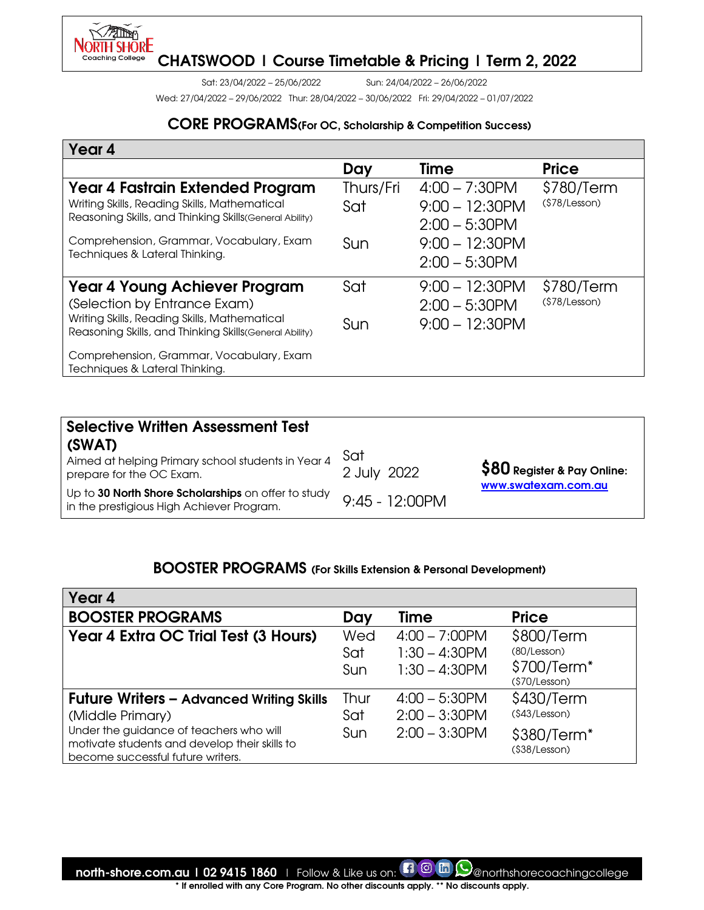North Shore Coaching College

# CHATSWOOD | Course Timetable & Pricing | Term 2, 2022

Sat: 23/04/2022 – 25/06/2022 Sun: 24/04/2022 – 26/06/2022

Wed: 27/04/2022 – 29/06/2022 Thur: 28/04/2022 – 30/06/2022 Fri: 29/04/2022 – 01/07/2022

## CORE PROGRAMS (For OC, Scholarship & Competition Success)

| Year 4 | | | |
|---|---|---|---|
| | **Day** | **Time** | **Price** |
| **Year 4 Fastrain Extended Program**<br>Writing Skills, Reading Skills, Mathematical Reasoning Skills, and Thinking Skills (General Ability)<br>Comprehension, Grammar, Vocabulary, Exam Techniques & Lateral Thinking. | Thurs/Fri<br>Sat<br><br>Sun | 4:00 – 7:30PM<br>9:00 – 12:30PM<br>2:00 – 5:30PM<br>9:00 – 12:30PM<br>2:00 – 5:30PM | $780/Term<br>($78/Lesson) |
| **Year 4 Young Achiever Program**<br>(Selection by Entrance Exam)<br>Writing Skills, Reading Skills, Mathematical Reasoning Skills, and Thinking Skills (General Ability)<br>Comprehension, Grammar, Vocabulary, Exam Techniques & Lateral Thinking. | Sat<br><br>Sun | 9:00 – 12:30PM<br>2:00 – 5:30PM<br>9:00 – 12:30PM | $780/Term<br>($78/Lesson) |

| **Selective Written Assessment Test (SWAT)** | | |
|---|---|---|
| Aimed at helping Primary school students in Year 4 prepare for the OC Exam.<br>Up to **30 North Shore Scholarships** on offer to study in the prestigious High Achiever Program. | Sat<br>2 July 2022<br>9:45 - 12:00PM | **$80 Register & Pay Online:**<br>www.swatexam.com.au |

## BOOSTER PROGRAMS (For Skills Extension & Personal Development)

| Year 4 | | | |
|---|---|---|---|
| **BOOSTER PROGRAMS** | **Day** | **Time** | **Price** |
| **Year 4 Extra OC Trial Test (3 Hours)** | Wed<br>Sat<br>Sun | 4:00 – 7:00PM<br>1:30 – 4:30PM<br>1:30 – 4:30PM | $800/Term<br>(80/Lesson)<br>$700/Term*<br>($70/Lesson) |
| **Future Writers – Advanced Writing Skills**<br>(Middle Primary)<br>Under the guidance of teachers who will motivate students and develop their skills to become successful future writers. | Thur<br>Sat<br>Sun | 4:00 – 5:30PM<br>2:00 – 3:30PM<br>2:00 – 3:30PM | $430/Term<br>($43/Lesson)<br>$380/Term*<br>($38/Lesson) |

**north-shore.com.au | 02 9415 1860** | Follow & Like us on: @northshorecoachingcollege

**\* If enrolled with any Core Program. No other discounts apply. \*\* No discounts apply.**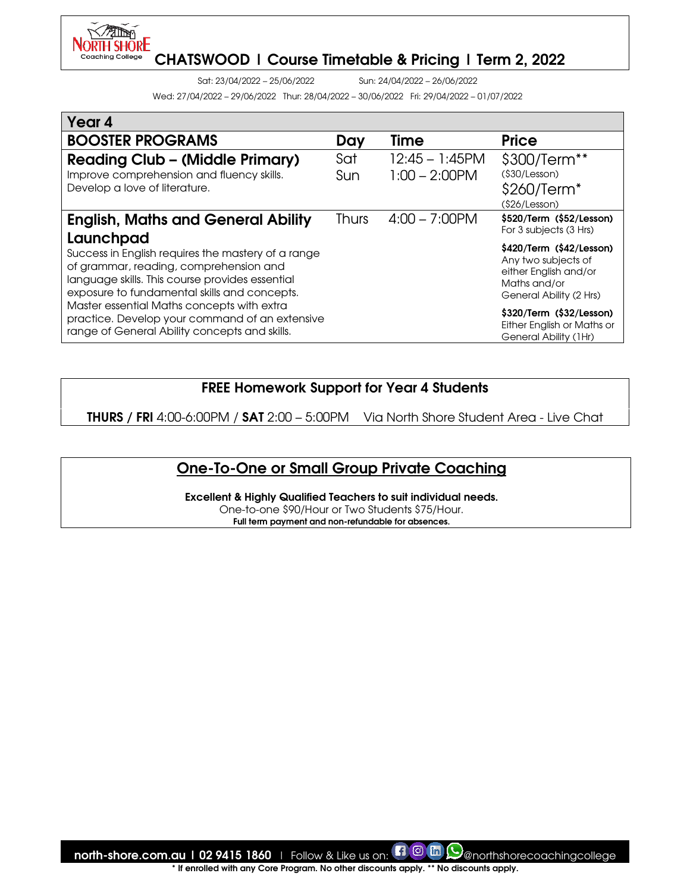# CHATSWOOD | Course Timetable & Pricing | Term 2, 2022

Sat: 23/04/2022 – 25/06/2022 Sun: 24/04/2022 – 26/06/2022

Wed: 27/04/2022 – 29/06/2022 Thur: 28/04/2022 – 30/06/2022 Fri: 29/04/2022 – 01/07/2022

## Year 4

| BOOSTER PROGRAMS | Day | Time | Price |
|---|---|---|---|
| **Reading Club – (Middle Primary)**<br>Improve comprehension and fluency skills. Develop a love of literature. | Sat<br>Sun | 12:45 – 1:45PM<br>1:00 – 2:00PM | $300/Term**<br>($30/Lesson)<br>$260/Term*<br>($26/Lesson) |
| **English, Maths and General Ability Launchpad**<br>Success in English requires the mastery of a range of grammar, reading, comprehension and language skills. This course provides essential exposure to fundamental skills and concepts. Master essential Maths concepts with extra practice. Develop your command of an extensive range of General Ability concepts and skills. | Thurs | 4:00 – 7:00PM | **$520/Term ($52/Lesson)**<br>For 3 subjects (3 Hrs)<br>**$420/Term ($42/Lesson)**<br>Any two subjects of either English and/or Maths and/or General Ability (2 Hrs)<br>**$320/Term ($32/Lesson)**<br>Either English or Maths or General Ability (1Hr) |

## FREE Homework Support for Year 4 Students

**THURS / FRI** 4:00-6:00PM / **SAT** 2:00 – 5:00PM Via North Shore Student Area - Live Chat

## One-To-One or Small Group Private Coaching

**Excellent & Highly Qualified Teachers to suit individual needs.**

One-to-one $90/Hour or Two Students $75/Hour.

**Full term payment and non-refundable for absences.**

**north-shore.com.au | 02 9415 1860** | Follow & Like us on: @northshorecoachingcollege

**\* If enrolled with any Core Program. No other discounts apply. \*\* No discounts apply.**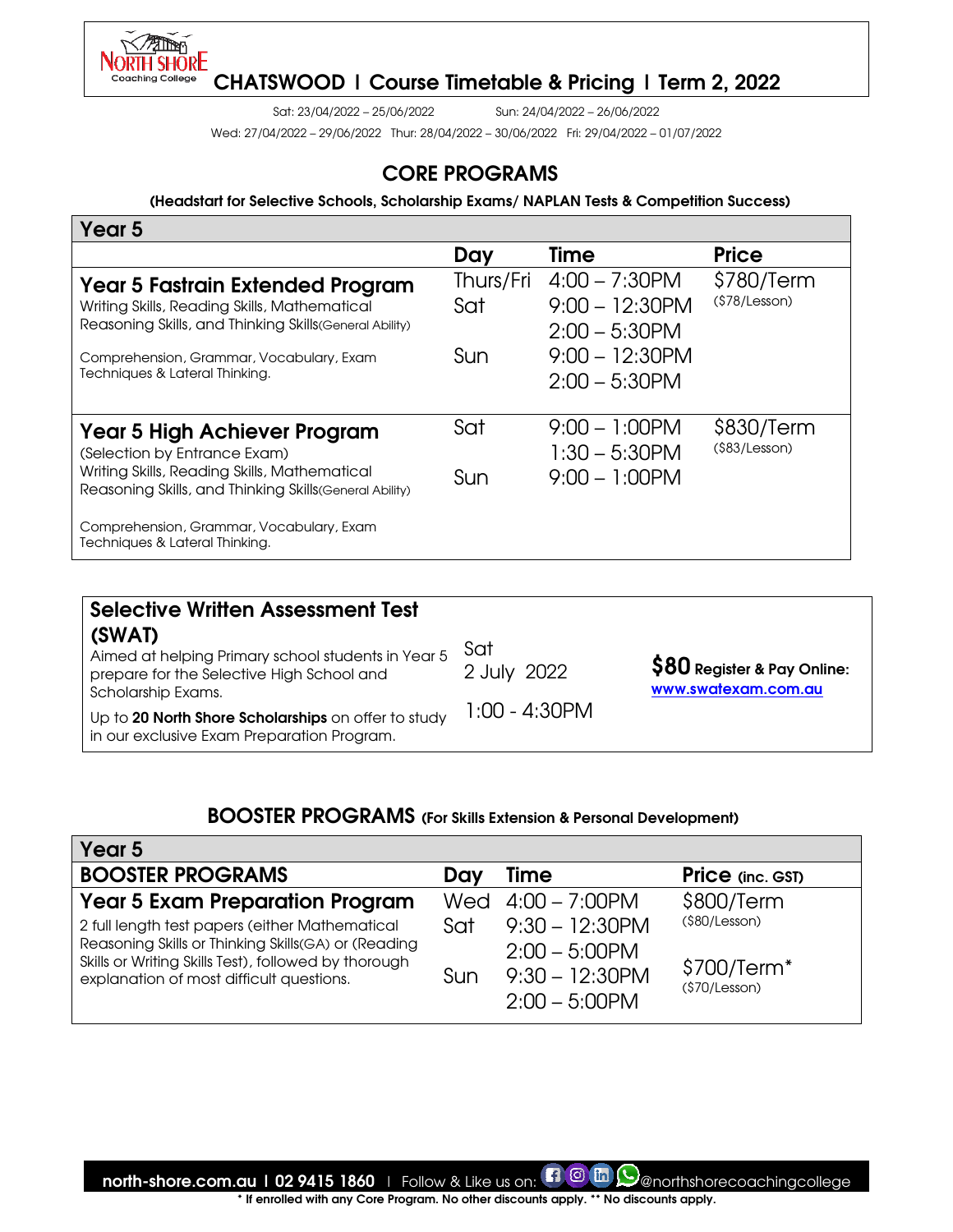# CHATSWOOD | Course Timetable & Pricing | Term 2, 2022

Sat: 23/04/2022 – 25/06/2022    Sun: 24/04/2022 – 26/06/2022

Wed: 27/04/2022 – 29/06/2022  Thur: 28/04/2022 – 30/06/2022  Fri: 29/04/2022 – 01/07/2022

## CORE PROGRAMS

**(Headstart for Selective Schools, Scholarship Exams/ NAPLAN Tests & Competition Success)**

| Year 5 | Day | Time | Price |
|---|---|---|---|
| **Year 5 Fastrain Extended Program**<br>Writing Skills, Reading Skills, Mathematical Reasoning Skills, and Thinking Skills(General Ability)<br>Comprehension, Grammar, Vocabulary, Exam Techniques & Lateral Thinking. | Thurs/Fri<br>Sat<br><br>Sun | 4:00 – 7:30PM<br>9:00 – 12:30PM<br>2:00 – 5:30PM<br>9:00 – 12:30PM<br>2:00 – 5:30PM | $780/Term<br>($78/Lesson) |
| **Year 5 High Achiever Program**<br>(Selection by Entrance Exam)<br>Writing Skills, Reading Skills, Mathematical Reasoning Skills, and Thinking Skills(General Ability)<br>Comprehension, Grammar, Vocabulary, Exam Techniques & Lateral Thinking. | Sat<br><br>Sun | 9:00 – 1:00PM<br>1:30 – 5:30PM<br>9:00 – 1:00PM | $830/Term<br>($83/Lesson) |

| | | |
|---|---|---|
| **Selective Written Assessment Test (SWAT)**<br>Aimed at helping Primary school students in Year 5 prepare for the Selective High School and Scholarship Exams.<br>Up to **20 North Shore Scholarships** on offer to study in our exclusive Exam Preparation Program. | Sat<br>2 July 2022<br>1:00 - 4:30PM | **$80 Register & Pay Online:**<br>www.swatexam.com.au |

## BOOSTER PROGRAMS (For Skills Extension & Personal Development)

| Year 5<br>BOOSTER PROGRAMS | Day | Time | Price (inc. GST) |
|---|---|---|---|
| **Year 5 Exam Preparation Program**<br>2 full length test papers (either Mathematical Reasoning Skills or Thinking Skills(GA) or (Reading Skills or Writing Skills Test), followed by thorough explanation of most difficult questions. | Wed<br>Sat<br><br>Sun | 4:00 – 7:00PM<br>9:30 – 12:30PM<br>2:00 – 5:00PM<br>9:30 – 12:30PM<br>2:00 – 5:00PM | $800/Term<br>($80/Lesson)<br><br>$700/Term*<br>($70/Lesson) |

**north-shore.com.au | 02 9415 1860** | Follow & Like us on: @northshorecoachingcollege

**\* If enrolled with any Core Program. No other discounts apply. \*\* No discounts apply.**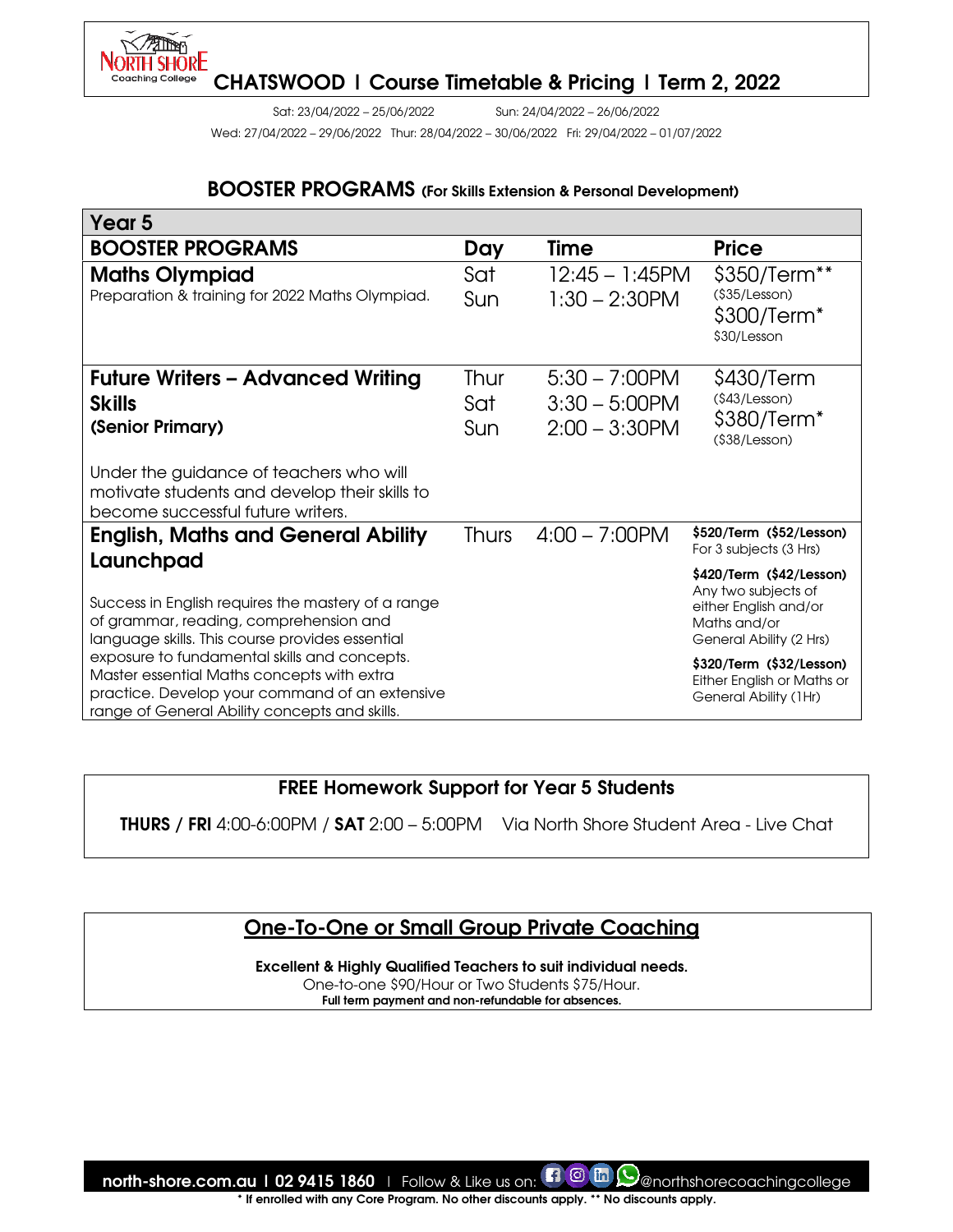# CHATSWOOD | Course Timetable & Pricing | Term 2, 2022

Sat: 23/04/2022 – 25/06/2022 Sun: 24/04/2022 – 26/06/2022

Wed: 27/04/2022 – 29/06/2022 Thur: 28/04/2022 – 30/06/2022 Fri: 29/04/2022 – 01/07/2022

## BOOSTER PROGRAMS (For Skills Extension & Personal Development)

| Year 5 | | | |
|---|---|---|---|
| **BOOSTER PROGRAMS** | **Day** | **Time** | **Price** |
| **Maths Olympiad**<br>Preparation & training for 2022 Maths Olympiad. | Sat<br>Sun | 12:45 – 1:45PM<br>1:30 – 2:30PM | $350/Term**<br>($35/Lesson)<br>$300/Term*<br>$30/Lesson |
| **Future Writers – Advanced Writing Skills (Senior Primary)**<br>Under the guidance of teachers who will motivate students and develop their skills to become successful future writers. | Thur<br>Sat<br>Sun | 5:30 – 7:00PM<br>3:30 – 5:00PM<br>2:00 – 3:30PM | $430/Term<br>($43/Lesson)<br>$380/Term*<br>($38/Lesson) |
| **English, Maths and General Ability Launchpad**<br>Success in English requires the mastery of a range of grammar, reading, comprehension and language skills. This course provides essential exposure to fundamental skills and concepts. Master essential Maths concepts with extra practice. Develop your command of an extensive range of General Ability concepts and skills. | Thurs | 4:00 – 7:00PM | **$520/Term ($52/Lesson)**<br>For 3 subjects (3 Hrs)<br>**$420/Term ($42/Lesson)**<br>Any two subjects of either English and/or Maths and/or General Ability (2 Hrs)<br>**$320/Term ($32/Lesson)**<br>Either English or Maths or General Ability (1Hr) |

### FREE Homework Support for Year 5 Students

**THURS / FRI** 4:00-6:00PM / **SAT** 2:00 – 5:00PM Via North Shore Student Area - Live Chat

### One-To-One or Small Group Private Coaching

**Excellent & Highly Qualified Teachers to suit individual needs.**

One-to-one $90/Hour or Two Students $75/Hour.

**Full term payment and non-refundable for absences.**

**north-shore.com.au | 02 9415 1860** | Follow & Like us on: @northshorecoachingcollege

**\* If enrolled with any Core Program. No other discounts apply. \*\* No discounts apply.**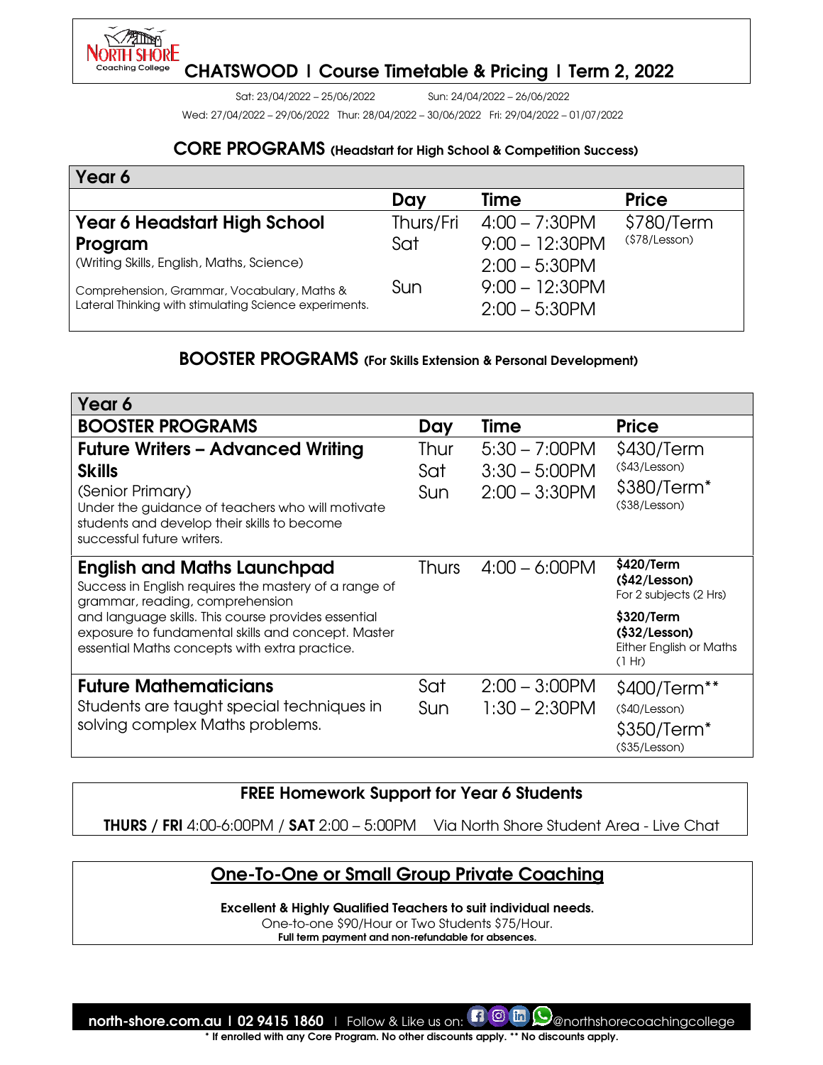# CHATSWOOD | Course Timetable & Pricing | Term 2, 2022

Sat: 23/04/2022 – 25/06/2022 Sun: 24/04/2022 – 26/06/2022

Wed: 27/04/2022 – 29/06/2022 Thur: 28/04/2022 – 30/06/2022 Fri: 29/04/2022 – 01/07/2022

## CORE PROGRAMS (Headstart for High School & Competition Success)

| Year 6 | | | |
|---|---|---|---|
| | **Day** | **Time** | **Price** |
| **Year 6 Headstart High School Program**<br>(Writing Skills, English, Maths, Science)<br>Comprehension, Grammar, Vocabulary, Maths & Lateral Thinking with stimulating Science experiments. | Thurs/Fri<br>Sat<br><br>Sun | 4:00 – 7:30PM<br>9:00 – 12:30PM<br>2:00 – 5:30PM<br>9:00 – 12:30PM<br>2:00 – 5:30PM | $780/Term<br>($78/Lesson) |

## BOOSTER PROGRAMS (For Skills Extension & Personal Development)

| Year 6 | | | |
|---|---|---|---|
| **BOOSTER PROGRAMS** | **Day** | **Time** | **Price** |
| **Future Writers – Advanced Writing Skills**<br>(Senior Primary)<br>Under the guidance of teachers who will motivate students and develop their skills to become successful future writers. | Thur<br>Sat<br>Sun | 5:30 – 7:00PM<br>3:30 – 5:00PM<br>2:00 – 3:30PM | $430/Term<br>($43/Lesson)<br>$380/Term*<br>($38/Lesson) |
| **English and Maths Launchpad**<br>Success in English requires the mastery of a range of grammar, reading, comprehension and language skills. This course provides essential exposure to fundamental skills and concept. Master essential Maths concepts with extra practice. | Thurs | 4:00 – 6:00PM | **$420/Term**<br>**($42/Lesson)**<br>For 2 subjects (2 Hrs)<br>**$320/Term**<br>**($32/Lesson)**<br>Either English or Maths (1 Hr) |
| **Future Mathematicians**<br>Students are taught special techniques in solving complex Maths problems. | Sat<br>Sun | 2:00 – 3:00PM<br>1:30 – 2:30PM | $400/Term**<br>($40/Lesson)<br>$350/Term*<br>($35/Lesson) |

### FREE Homework Support for Year 6 Students

**THURS / FRI** 4:00-6:00PM / **SAT** 2:00 – 5:00PM Via North Shore Student Area - Live Chat

### One-To-One or Small Group Private Coaching

**Excellent & Highly Qualified Teachers to suit individual needs.**

One-to-one $90/Hour or Two Students $75/Hour.

**Full term payment and non-refundable for absences.**

**north-shore.com.au | 02 9415 1860** | Follow & Like us on: @northshorecoachingcollege

**\* If enrolled with any Core Program. No other discounts apply. \*\* No discounts apply.**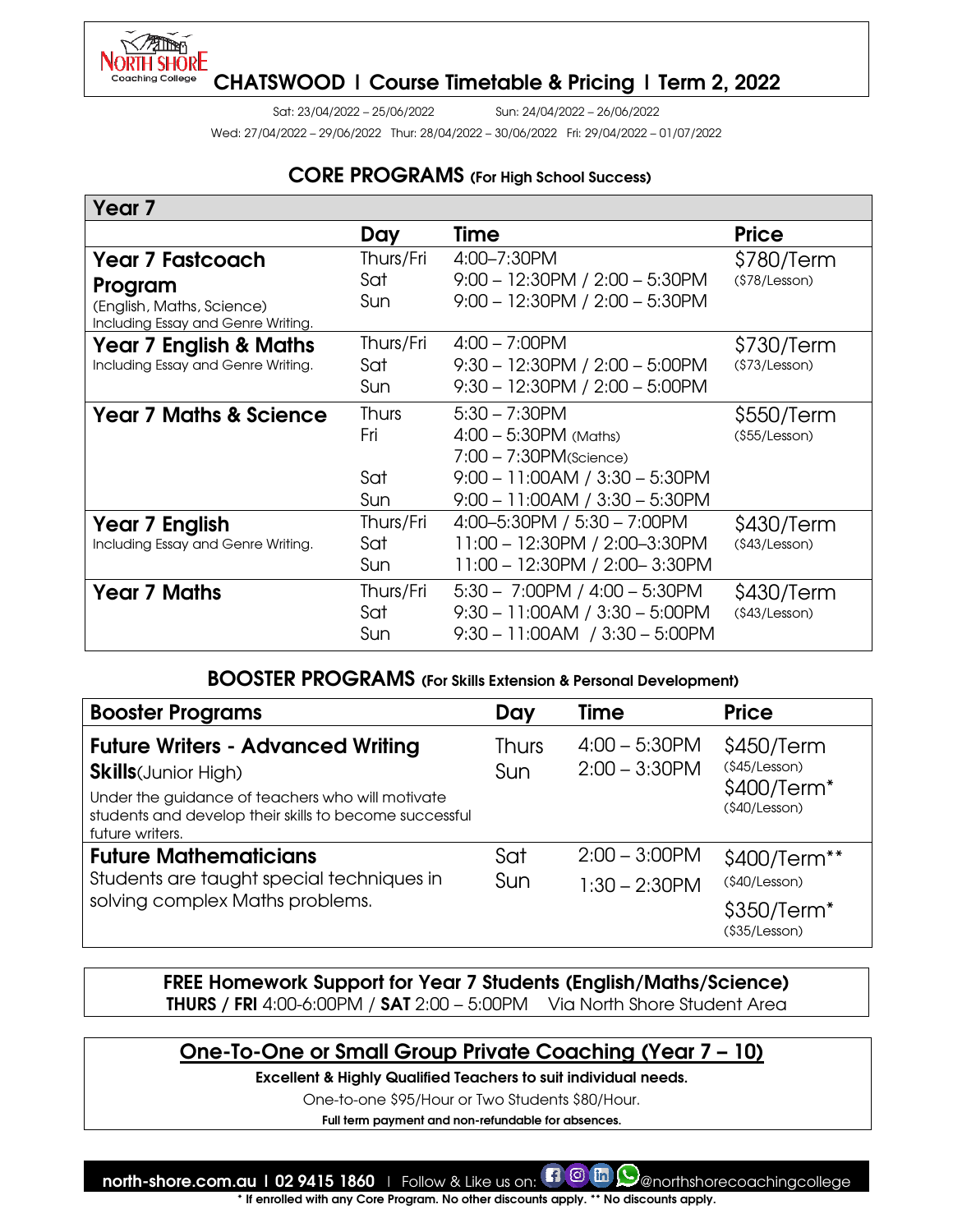# CHATSWOOD I Course Timetable & Pricing I Term 2, 2022

Sat: 23/04/2022 – 25/06/2022 Sun: 24/04/2022 – 26/06/2022

Wed: 27/04/2022 – 29/06/2022 Thur: 28/04/2022 – 30/06/2022 Fri: 29/04/2022 – 01/07/2022

## CORE PROGRAMS (For High School Success)

| Year 7 | Day | Time | Price |
|---|---|---|---|
| **Year 7 Fastcoach Program** (English, Maths, Science) Including Essay and Genre Writing. | Thurs/Fri<br>Sat<br>Sun | 4:00–7:30PM<br>9:00 – 12:30PM / 2:00 – 5:30PM<br>9:00 – 12:30PM / 2:00 – 5:30PM | $780/Term ($78/Lesson) |
| **Year 7 English & Maths** Including Essay and Genre Writing. | Thurs/Fri<br>Sat<br>Sun | 4:00 – 7:00PM<br>9:30 – 12:30PM / 2:00 – 5:00PM<br>9:30 – 12:30PM / 2:00 – 5:00PM | $730/Term ($73/Lesson) |
| **Year 7 Maths & Science** | Thurs<br>Fri<br><br>Sat<br>Sun | 5:30 – 7:30PM<br>4:00 – 5:30PM (Maths)<br>7:00 – 7:30PM(Science)<br>9:00 – 11:00AM / 3:30 – 5:30PM<br>9:00 – 11:00AM / 3:30 – 5:30PM | $550/Term ($55/Lesson) |
| **Year 7 English** Including Essay and Genre Writing. | Thurs/Fri<br>Sat<br>Sun | 4:00–5:30PM / 5:30 – 7:00PM<br>11:00 – 12:30PM / 2:00–3:30PM<br>11:00 – 12:30PM / 2:00– 3:30PM | $430/Term ($43/Lesson) |
| **Year 7 Maths** | Thurs/Fri<br>Sat<br>Sun | 5:30 – 7:00PM / 4:00 – 5:30PM<br>9:30 – 11:00AM / 3:30 – 5:00PM<br>9:30 – 11:00AM / 3:30 – 5:00PM | $430/Term ($43/Lesson) |

## BOOSTER PROGRAMS (For Skills Extension & Personal Development)

| Booster Programs | Day | Time | Price |
|---|---|---|---|
| **Future Writers - Advanced Writing Skills**(Junior High) Under the guidance of teachers who will motivate students and develop their skills to become successful future writers. | Thurs<br>Sun | 4:00 – 5:30PM<br>2:00 – 3:30PM | $450/Term ($45/Lesson)<br>$400/Term* ($40/Lesson) |
| **Future Mathematicians** Students are taught special techniques in solving complex Maths problems. | Sat<br>Sun | 2:00 – 3:00PM<br>1:30 – 2:30PM | $400/Term** ($40/Lesson)<br>$350/Term* ($35/Lesson) |

**FREE Homework Support for Year 7 Students (English/Maths/Science)**
**THURS / FRI** 4:00-6:00PM / **SAT** 2:00 – 5:00PM Via North Shore Student Area

## One-To-One or Small Group Private Coaching (Year 7 – 10)

**Excellent & Highly Qualified Teachers to suit individual needs.**

One-to-one $95/Hour or Two Students $80/Hour.

**Full term payment and non-refundable for absences.**

**north-shore.com.au I 02 9415 1860** I Follow & Like us on: @northshorecoachingcollege

**\* If enrolled with any Core Program. No other discounts apply. \*\* No discounts apply.**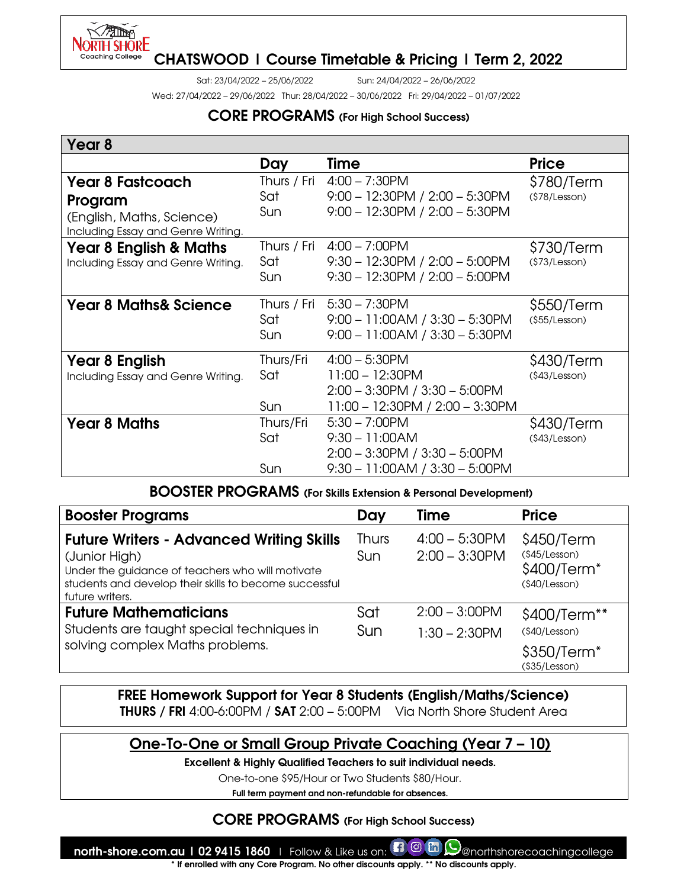# CHATSWOOD I Course Timetable & Pricing I Term 2, 2022

Sat: 23/04/2022 – 25/06/2022 Sun: 24/04/2022 – 26/06/2022

Wed: 27/04/2022 – 29/06/2022 Thur: 28/04/2022 – 30/06/2022 Fri: 29/04/2022 – 01/07/2022

## CORE PROGRAMS (For High School Success)

| Year 8 | Day | Time | Price |
|---|---|---|---|
| **Year 8 Fastcoach Program** (English, Maths, Science) Including Essay and Genre Writing. | Thurs / Fri<br>Sat<br>Sun | 4:00 – 7:30PM<br>9:00 – 12:30PM / 2:00 – 5:30PM<br>9:00 – 12:30PM / 2:00 – 5:30PM | $780/Term ($78/Lesson) |
| **Year 8 English & Maths** Including Essay and Genre Writing. | Thurs / Fri<br>Sat<br>Sun | 4:00 – 7:00PM<br>9:30 – 12:30PM / 2:00 – 5:00PM<br>9:30 – 12:30PM / 2:00 – 5:00PM | $730/Term ($73/Lesson) |
| **Year 8 Maths& Science** | Thurs / Fri<br>Sat<br>Sun | 5:30 – 7:30PM<br>9:00 – 11:00AM / 3:30 – 5:30PM<br>9:00 – 11:00AM / 3:30 – 5:30PM | $550/Term ($55/Lesson) |
| **Year 8 English** Including Essay and Genre Writing. | Thurs/Fri<br>Sat<br><br>Sun | 4:00 – 5:30PM<br>11:00 – 12:30PM<br>2:00 – 3:30PM / 3:30 – 5:00PM<br>11:00 – 12:30PM / 2:00 – 3:30PM | $430/Term ($43/Lesson) |
| **Year 8 Maths** | Thurs/Fri<br>Sat<br><br>Sun | 5:30 – 7:00PM<br>9:30 – 11:00AM<br>2:00 – 3:30PM / 3:30 – 5:00PM<br>9:30 – 11:00AM / 3:30 – 5:00PM | $430/Term ($43/Lesson) |

## BOOSTER PROGRAMS (For Skills Extension & Personal Development)

| Booster Programs | Day | Time | Price |
|---|---|---|---|
| **Future Writers - Advanced Writing Skills** (Junior High) Under the guidance of teachers who will motivate students and develop their skills to become successful future writers. | Thurs<br>Sun | 4:00 – 5:30PM<br>2:00 – 3:30PM | $450/Term ($45/Lesson)<br>$400/Term* ($40/Lesson) |
| **Future Mathematicians** Students are taught special techniques in solving complex Maths problems. | Sat<br>Sun | 2:00 – 3:00PM<br>1:30 – 2:30PM | $400/Term** ($40/Lesson)<br>$350/Term* ($35/Lesson) |

**FREE Homework Support for Year 8 Students (English/Maths/Science)**
**THURS / FRI** 4:00-6:00PM / **SAT** 2:00 – 5:00PM Via North Shore Student Area

## One-To-One or Small Group Private Coaching (Year 7 – 10)

**Excellent & Highly Qualified Teachers to suit individual needs.**

One-to-one $95/Hour or Two Students $80/Hour.

**Full term payment and non-refundable for absences.**

## CORE PROGRAMS (For High School Success)

north-shore.com.au I 02 9415 1860 I Follow & Like us on: @northshorecoachingcollege

\* If enrolled with any Core Program. No other discounts apply. ** No discounts apply.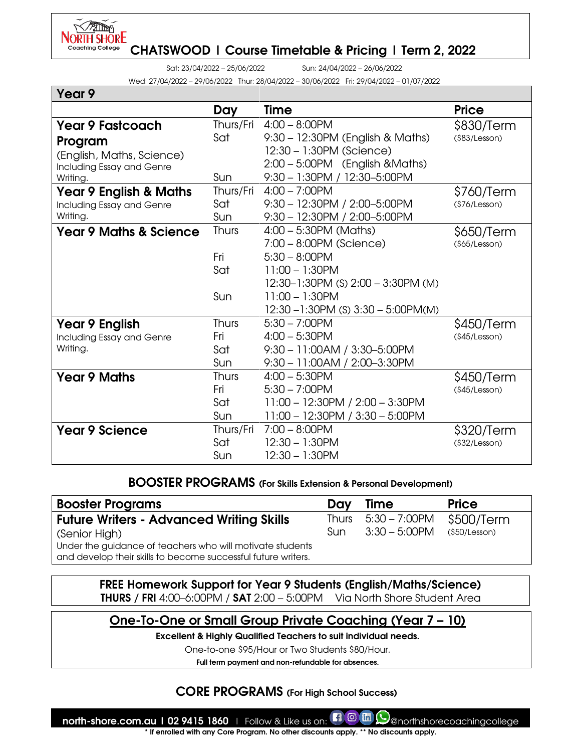North Shore Coaching College

# CHATSWOOD I Course Timetable & Pricing I Term 2, 2022

Sat: 23/04/2022 – 25/06/2022 Sun: 24/04/2022 – 26/06/2022

Wed: 27/04/2022 – 29/06/2022 Thur: 28/04/2022 – 30/06/2022 Fri: 29/04/2022 – 01/07/2022

| Year 9 | Day | Time | Price |
|---|---|---|---|
| **Year 9 Fastcoach Program** (English, Maths, Science) Including Essay and Genre Writing. | Thurs/Fri<br>Sat<br><br><br>Sun | 4:00 – 8:00PM<br>9:30 – 12:30PM (English & Maths)<br>12:30 – 1:30PM (Science)<br>2:00 – 5:00PM (English &Maths)<br>9:30 – 1:30PM / 12:30–5:00PM | $830/Term ($83/Lesson) |
| **Year 9 English & Maths** Including Essay and Genre Writing. | Thurs/Fri<br>Sat<br>Sun | 4:00 – 7:00PM<br>9:30 – 12:30PM / 2:00–5:00PM<br>9:30 – 12:30PM / 2:00–5:00PM | $760/Term ($76/Lesson) |
| **Year 9 Maths & Science** | Thurs<br><br>Fri<br>Sat<br><br>Sun | 4:00 – 5:30PM (Maths)<br>7:00 – 8:00PM (Science)<br>5:30 – 8:00PM<br>11:00 – 1:30PM<br>12:30–1:30PM (S) 2:00 – 3:30PM (M)<br>11:00 – 1:30PM<br>12:30 –1:30PM (S) 3:30 – 5:00PM(M) | $650/Term ($65/Lesson) |
| **Year 9 English** Including Essay and Genre Writing. | Thurs<br>Fri<br>Sat<br>Sun | 5:30 – 7:00PM<br>4:00 – 5:30PM<br>9:30 – 11:00AM / 3:30–5:00PM<br>9:30 – 11:00AM / 2:00–3:30PM | $450/Term ($45/Lesson) |
| **Year 9 Maths** | Thurs<br>Fri<br>Sat<br>Sun | 4:00 – 5:30PM<br>5:30 – 7:00PM<br>11:00 – 12:30PM / 2:00 – 3:30PM<br>11:00 – 12:30PM / 3:30 – 5:00PM | $450/Term ($45/Lesson) |
| **Year 9 Science** | Thurs/Fri<br>Sat<br>Sun | 7:00 – 8:00PM<br>12:30 – 1:30PM<br>12:30 – 1:30PM | $320/Term ($32/Lesson) |

## BOOSTER PROGRAMS (For Skills Extension & Personal Development)

| Booster Programs | Day | Time | Price |
|---|---|---|---|
| **Future Writers - Advanced Writing Skills** (Senior High) Under the guidance of teachers who will motivate students and develop their skills to become successful future writers. | Thurs<br>Sun | 5:30 – 7:00PM<br>3:30 – 5:00PM | $500/Term ($50/Lesson) |

**FREE Homework Support for Year 9 Students (English/Maths/Science)**
**THURS / FRI** 4:00–6:00PM / **SAT** 2:00 – 5:00PM Via North Shore Student Area

## One-To-One or Small Group Private Coaching (Year 7 – 10)

**Excellent & Highly Qualified Teachers to suit individual needs.**

One-to-one $95/Hour or Two Students $80/Hour.

**Full term payment and non-refundable for absences.**

## CORE PROGRAMS (For High School Success)

**north-shore.com.au I 02 9415 1860** I Follow & Like us on: @northshorecoachingcollege

**\* If enrolled with any Core Program. No other discounts apply. \*\* No discounts apply.**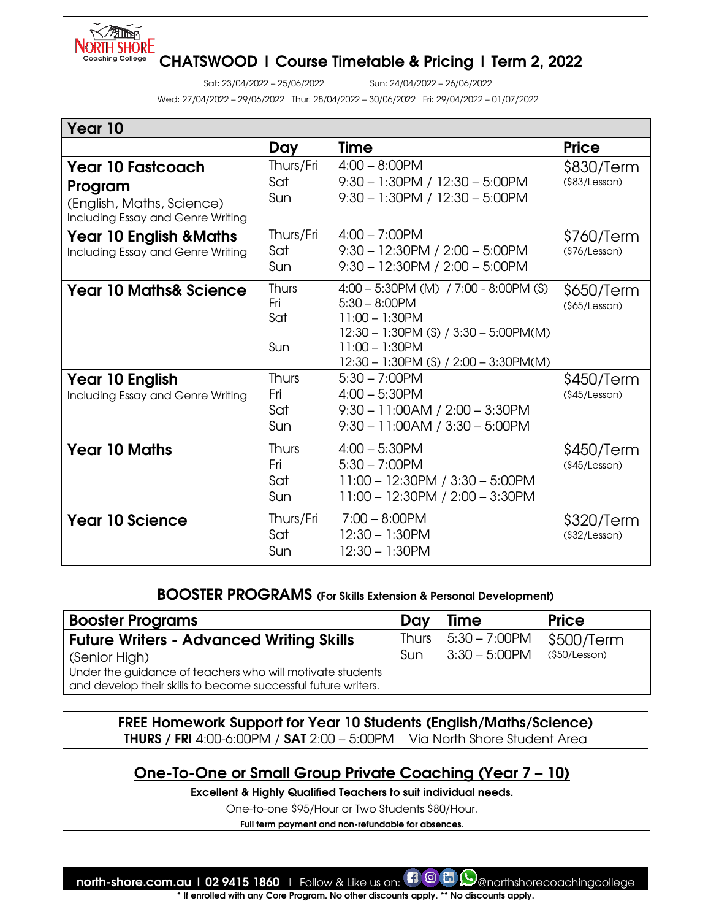# CHATSWOOD | Course Timetable & Pricing | Term 2, 2022

Sat: 23/04/2022 – 25/06/2022    Sun: 24/04/2022 – 26/06/2022

Wed: 27/04/2022 – 29/06/2022  Thur: 28/04/2022 – 30/06/2022  Fri: 29/04/2022 – 01/07/2022

## Year 10

| | Day | Time | Price |
|---|---|---|---|
| **Year 10 Fastcoach Program** (English, Maths, Science) Including Essay and Genre Writing | Thurs/Fri<br>Sat<br>Sun | 4:00 – 8:00PM<br>9:30 – 1:30PM / 12:30 – 5:00PM<br>9:30 – 1:30PM / 12:30 – 5:00PM | $830/Term ($83/Lesson) |
| **Year 10 English &Maths** Including Essay and Genre Writing | Thurs/Fri<br>Sat<br>Sun | 4:00 – 7:00PM<br>9:30 – 12:30PM / 2:00 – 5:00PM<br>9:30 – 12:30PM / 2:00 – 5:00PM | $760/Term ($76/Lesson) |
| **Year 10 Maths& Science** | Thurs<br>Fri<br>Sat<br><br>Sun | 4:00 – 5:30PM (M) / 7:00 - 8:00PM (S)<br>5:30 – 8:00PM<br>11:00 – 1:30PM<br>12:30 – 1:30PM (S) / 3:30 – 5:00PM(M)<br>11:00 – 1:30PM<br>12:30 – 1:30PM (S) / 2:00 – 3:30PM(M) | $650/Term ($65/Lesson) |
| **Year 10 English** Including Essay and Genre Writing | Thurs<br>Fri<br>Sat<br>Sun | 5:30 – 7:00PM<br>4:00 – 5:30PM<br>9:30 – 11:00AM / 2:00 – 3:30PM<br>9:30 – 11:00AM / 3:30 – 5:00PM | $450/Term ($45/Lesson) |
| **Year 10 Maths** | Thurs<br>Fri<br>Sat<br>Sun | 4:00 – 5:30PM<br>5:30 – 7:00PM<br>11:00 – 12:30PM / 3:30 – 5:00PM<br>11:00 – 12:30PM / 2:00 – 3:30PM | $450/Term ($45/Lesson) |
| **Year 10 Science** | Thurs/Fri<br>Sat<br>Sun | 7:00 – 8:00PM<br>12:30 – 1:30PM<br>12:30 – 1:30PM | $320/Term ($32/Lesson) |

## BOOSTER PROGRAMS (For Skills Extension & Personal Development)

| Booster Programs | Day | Time | Price |
|---|---|---|---|
| **Future Writers - Advanced Writing Skills** (Senior High)<br>Under the guidance of teachers who will motivate students and develop their skills to become successful future writers. | Thurs<br>Sun | 5:30 – 7:00PM<br>3:30 – 5:00PM | $500/Term ($50/Lesson) |

**FREE Homework Support for Year 10 Students (English/Maths/Science)**

**THURS / FRI** 4:00-6:00PM / **SAT** 2:00 – 5:00PM  Via North Shore Student Area

## One-To-One or Small Group Private Coaching (Year 7 – 10)

**Excellent & Highly Qualified Teachers to suit individual needs.**

One-to-one $95/Hour or Two Students $80/Hour.

**Full term payment and non-refundable for absences.**

**north-shore.com.au | 02 9415 1860** | Follow & Like us on: @northshorecoachingcollege

**\* If enrolled with any Core Program. No other discounts apply. \*\* No discounts apply.**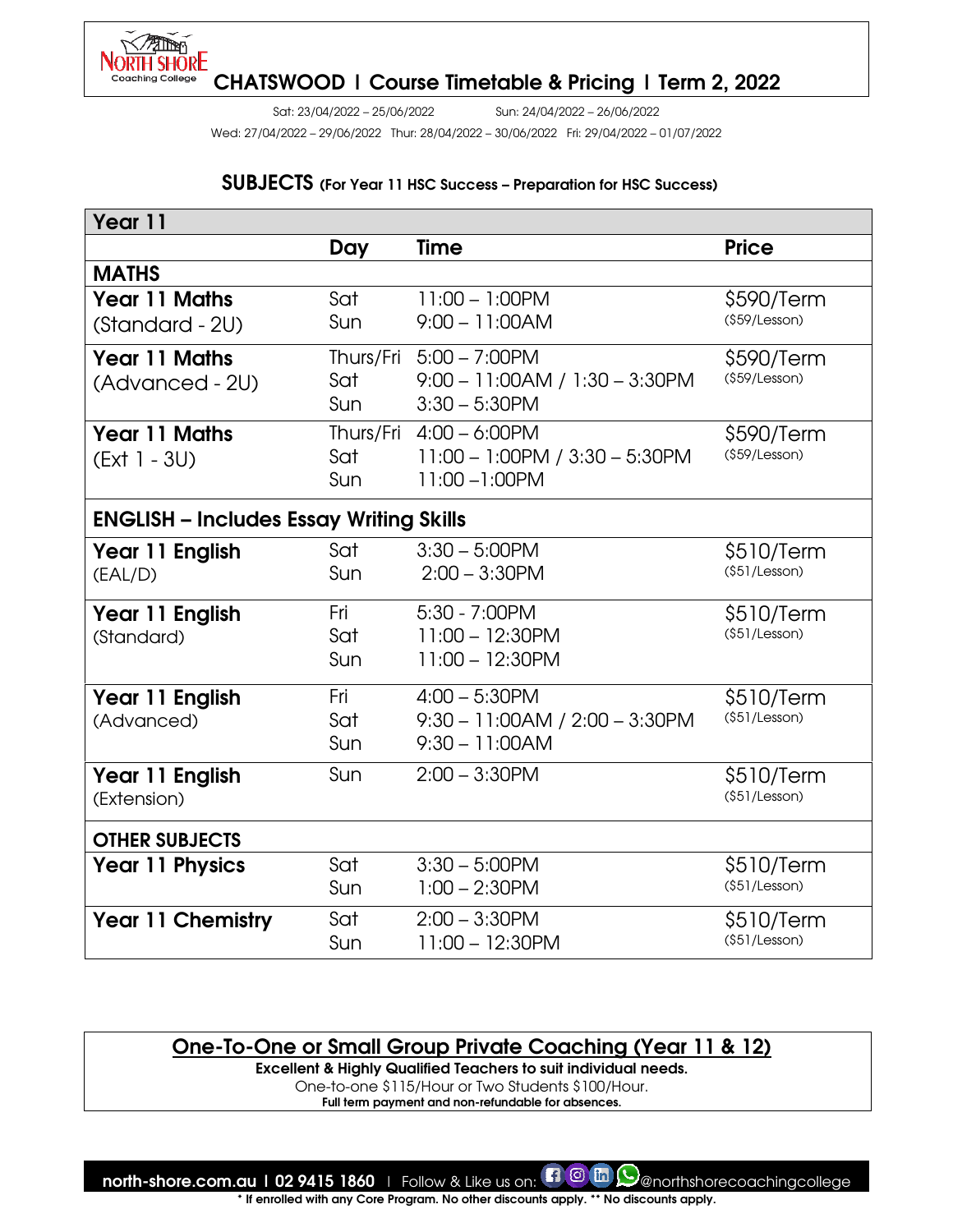# CHATSWOOD | Course Timetable & Pricing | Term 2, 2022

Sat: 23/04/2022 – 25/06/2022 Sun: 24/04/2022 – 26/06/2022

Wed: 27/04/2022 – 29/06/2022 Thur: 28/04/2022 – 30/06/2022 Fri: 29/04/2022 – 01/07/2022

## SUBJECTS (For Year 11 HSC Success – Preparation for HSC Success)

| Year 11 | | | |
|---|---|---|---|
| | **Day** | **Time** | **Price** |
| **MATHS** | | | |
| **Year 11 Maths** (Standard - 2U) | Sat<br>Sun | 11:00 – 1:00PM<br>9:00 – 11:00AM | $590/Term ($59/Lesson) |
| **Year 11 Maths** (Advanced - 2U) | Thurs/Fri<br>Sat<br>Sun | 5:00 – 7:00PM<br>9:00 – 11:00AM / 1:30 – 3:30PM<br>3:30 – 5:30PM | $590/Term ($59/Lesson) |
| **Year 11 Maths** (Ext 1 - 3U) | Thurs/Fri<br>Sat<br>Sun | 4:00 – 6:00PM<br>11:00 – 1:00PM / 3:30 – 5:30PM<br>11:00 –1:00PM | $590/Term ($59/Lesson) |
| **ENGLISH – Includes Essay Writing Skills** | | | |
| **Year 11 English** (EAL/D) | Sat<br>Sun | 3:30 – 5:00PM<br>2:00 – 3:30PM | $510/Term ($51/Lesson) |
| **Year 11 English** (Standard) | Fri<br>Sat<br>Sun | 5:30 - 7:00PM<br>11:00 – 12:30PM<br>11:00 – 12:30PM | $510/Term ($51/Lesson) |
| **Year 11 English** (Advanced) | Fri<br>Sat<br>Sun | 4:00 – 5:30PM<br>9:30 – 11:00AM / 2:00 – 3:30PM<br>9:30 – 11:00AM | $510/Term ($51/Lesson) |
| **Year 11 English** (Extension) | Sun | 2:00 – 3:30PM | $510/Term ($51/Lesson) |
| **OTHER SUBJECTS** | | | |
| **Year 11 Physics** | Sat<br>Sun | 3:30 – 5:00PM<br>1:00 – 2:30PM | $510/Term ($51/Lesson) |
| **Year 11 Chemistry** | Sat<br>Sun | 2:00 – 3:30PM<br>11:00 – 12:30PM | $510/Term ($51/Lesson) |

## One-To-One or Small Group Private Coaching (Year 11 & 12)

**Excellent & Highly Qualified Teachers to suit individual needs.**

One-to-one $115/Hour or Two Students $100/Hour.

**Full term payment and non-refundable for absences.**

**north-shore.com.au | 02 9415 1860** | Follow & Like us on: @northshorecoachingcollege

**\* If enrolled with any Core Program. No other discounts apply. \*\* No discounts apply.**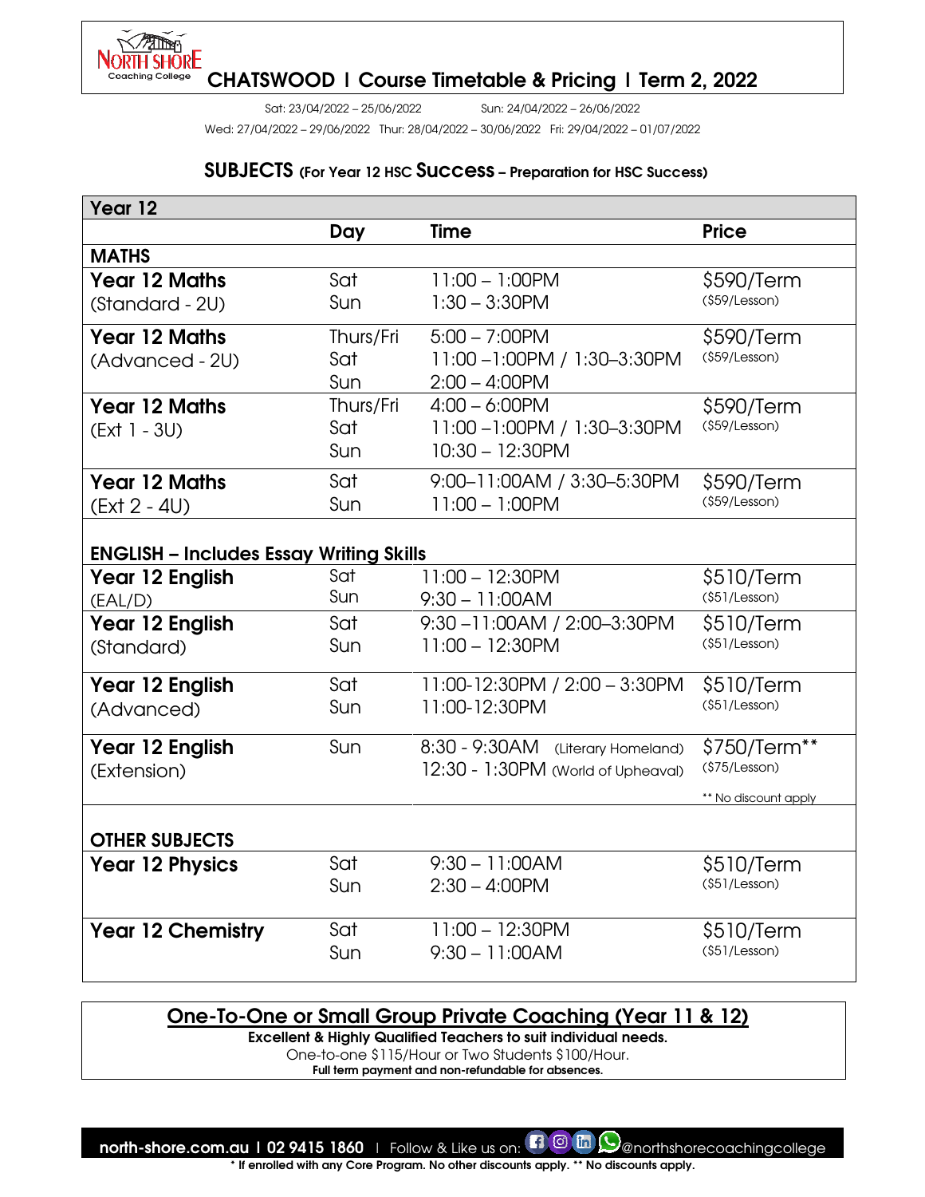NORTH SHORE Coaching College

# CHATSWOOD I Course Timetable & Pricing I Term 2, 2022

Sat: 23/04/2022 – 25/06/2022 Sun: 24/04/2022 – 26/06/2022

Wed: 27/04/2022 – 29/06/2022 Thur: 28/04/2022 – 30/06/2022 Fri: 29/04/2022 – 01/07/2022

## SUBJECTS (For Year 12 HSC Success – Preparation for HSC Success)

| Year 12 | | | |
|---|---|---|---|
| | **Day** | **Time** | **Price** |
| **MATHS** | | | |
| **Year 12 Maths** (Standard - 2U) | Sat<br>Sun | 11:00 – 1:00PM<br>1:30 – 3:30PM | $590/Term ($59/Lesson) |
| **Year 12 Maths** (Advanced - 2U) | Thurs/Fri<br>Sat<br>Sun | 5:00 – 7:00PM<br>11:00 –1:00PM / 1:30–3:30PM<br>2:00 – 4:00PM | $590/Term ($59/Lesson) |
| **Year 12 Maths** (Ext 1 - 3U) | Thurs/Fri<br>Sat<br>Sun | 4:00 – 6:00PM<br>11:00 –1:00PM / 1:30–3:30PM<br>10:30 – 12:30PM | $590/Term ($59/Lesson) |
| **Year 12 Maths** (Ext 2 - 4U) | Sat<br>Sun | 9:00–11:00AM / 3:30–5:30PM<br>11:00 – 1:00PM | $590/Term ($59/Lesson) |
| **ENGLISH – Includes Essay Writing Skills** | | | |
| **Year 12 English** (EAL/D) | Sat<br>Sun | 11:00 – 12:30PM<br>9:30 – 11:00AM | $510/Term ($51/Lesson) |
| **Year 12 English** (Standard) | Sat<br>Sun | 9:30 –11:00AM / 2:00–3:30PM<br>11:00 – 12:30PM | $510/Term ($51/Lesson) |
| **Year 12 English** (Advanced) | Sat<br>Sun | 11:00-12:30PM / 2:00 – 3:30PM<br>11:00-12:30PM | $510/Term ($51/Lesson) |
| **Year 12 English** (Extension) | Sun | 8:30 - 9:30AM (Literary Homeland)<br>12:30 - 1:30PM (World of Upheaval) | $750/Term** ($75/Lesson)<br>** No discount apply |
| **OTHER SUBJECTS** | | | |
| **Year 12 Physics** | Sat<br>Sun | 9:30 – 11:00AM<br>2:30 – 4:00PM | $510/Term ($51/Lesson) |
| **Year 12 Chemistry** | Sat<br>Sun | 11:00 – 12:30PM<br>9:30 – 11:00AM | $510/Term ($51/Lesson) |

## One-To-One or Small Group Private Coaching (Year 11 & 12)

**Excellent & Highly Qualified Teachers to suit individual needs.**

One-to-one $115/Hour or Two Students $100/Hour.

**Full term payment and non-refundable for absences.**

**north-shore.com.au I 02 9415 1860** I Follow & Like us on: @northshorecoachingcollege

**\* If enrolled with any Core Program. No other discounts apply. ** No discounts apply.**